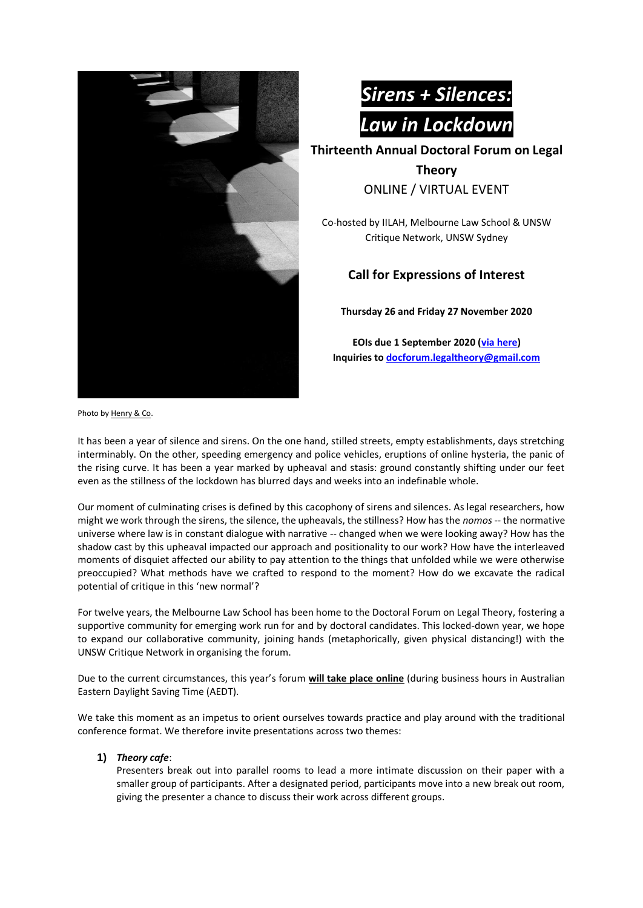# *Sirens + Silences: Law in Lockdown*

**Thirteenth Annual Doctoral Forum on Legal Theory**

ONLINE / VIRTUAL EVENT

Co-hosted by IILAH, Melbourne Law School & UNSW Critique Network, UNSW Sydney

## Call for Expressions of Interest

**Thursday 26 and Friday 27 November 2020**

**EOIs due 1 September 2020 (via here)**
**Inquiries to docforum.legaltheory@gmail.com**

Photo by Henry & Co.

It has been a year of silence and sirens. On the one hand, stilled streets, empty establishments, days stretching interminably. On the other, speeding emergency and police vehicles, eruptions of online hysteria, the panic of the rising curve. It has been a year marked by upheaval and stasis: ground constantly shifting under our feet even as the stillness of the lockdown has blurred days and weeks into an indefinable whole.

Our moment of culminating crises is defined by this cacophony of sirens and silences. As legal researchers, how might we work through the sirens, the silence, the upheavals, the stillness? How has the *nomos* -- the normative universe where law is in constant dialogue with narrative -- changed when we were looking away? How has the shadow cast by this upheaval impacted our approach and positionality to our work? How have the interleaved moments of disquiet affected our ability to pay attention to the things that unfolded while we were otherwise preoccupied? What methods have we crafted to respond to the moment? How do we excavate the radical potential of critique in this 'new normal'?

For twelve years, the Melbourne Law School has been home to the Doctoral Forum on Legal Theory, fostering a supportive community for emerging work run for and by doctoral candidates. This locked-down year, we hope to expand our collaborative community, joining hands (metaphorically, given physical distancing!) with the UNSW Critique Network in organising the forum.

Due to the current circumstances, this year's forum **will take place online** (during business hours in Australian Eastern Daylight Saving Time (AEDT).

We take this moment as an impetus to orient ourselves towards practice and play around with the traditional conference format. We therefore invite presentations across two themes:

1) ***Theory cafe***:
   Presenters break out into parallel rooms to lead a more intimate discussion on their paper with a smaller group of participants. After a designated period, participants move into a new break out room, giving the presenter a chance to discuss their work across different groups.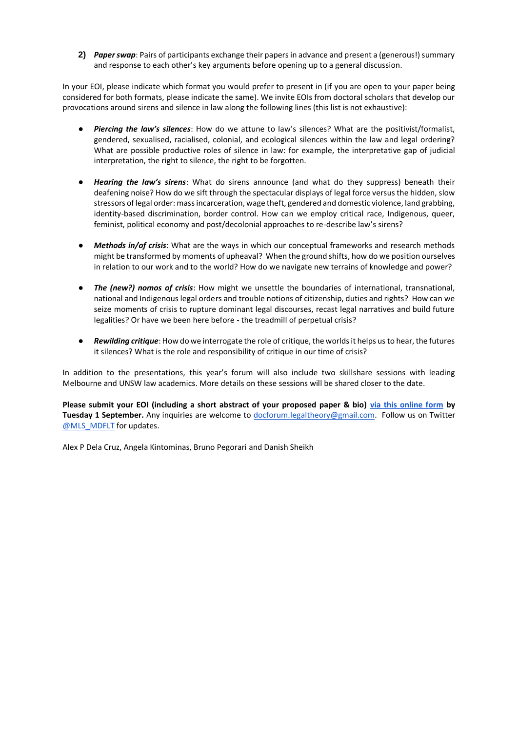2) ***Paper swap***: Pairs of participants exchange their papers in advance and present a (generous!) summary and response to each other's key arguments before opening up to a general discussion.

In your EOI, please indicate which format you would prefer to present in (if you are open to your paper being considered for both formats, please indicate the same). We invite EOIs from doctoral scholars that develop our provocations around sirens and silence in law along the following lines (this list is not exhaustive):

- ***Piercing the law's silences***: How do we attune to law's silences? What are the positivist/formalist, gendered, sexualised, racialised, colonial, and ecological silences within the law and legal ordering? What are possible productive roles of silence in law: for example, the interpretative gap of judicial interpretation, the right to silence, the right to be forgotten.

- ***Hearing the law's sirens***: What do sirens announce (and what do they suppress) beneath their deafening noise? How do we sift through the spectacular displays of legal force versus the hidden, slow stressors of legal order: mass incarceration, wage theft, gendered and domestic violence, land grabbing, identity-based discrimination, border control. How can we employ critical race, Indigenous, queer, feminist, political economy and post/decolonial approaches to re-describe law's sirens?

- ***Methods in/of crisis***: What are the ways in which our conceptual frameworks and research methods might be transformed by moments of upheaval? When the ground shifts, how do we position ourselves in relation to our work and to the world? How do we navigate new terrains of knowledge and power?

- ***The (new?) nomos of crisis***: How might we unsettle the boundaries of international, transnational, national and Indigenous legal orders and trouble notions of citizenship, duties and rights? How can we seize moments of crisis to rupture dominant legal discourses, recast legal narratives and build future legalities? Or have we been here before - the treadmill of perpetual crisis?

- ***Rewilding critique***: How do we interrogate the role of critique, the worlds it helps us to hear, the futures it silences? What is the role and responsibility of critique in our time of crisis?

In addition to the presentations, this year's forum will also include two skillshare sessions with leading Melbourne and UNSW law academics. More details on these sessions will be shared closer to the date.

**Please submit your EOI (including a short abstract of your proposed paper & bio) via this online form by Tuesday 1 September.** Any inquiries are welcome to docforum.legaltheory@gmail.com. Follow us on Twitter @MLS_MDFLT for updates.

Alex P Dela Cruz, Angela Kintominas, Bruno Pegorari and Danish Sheikh